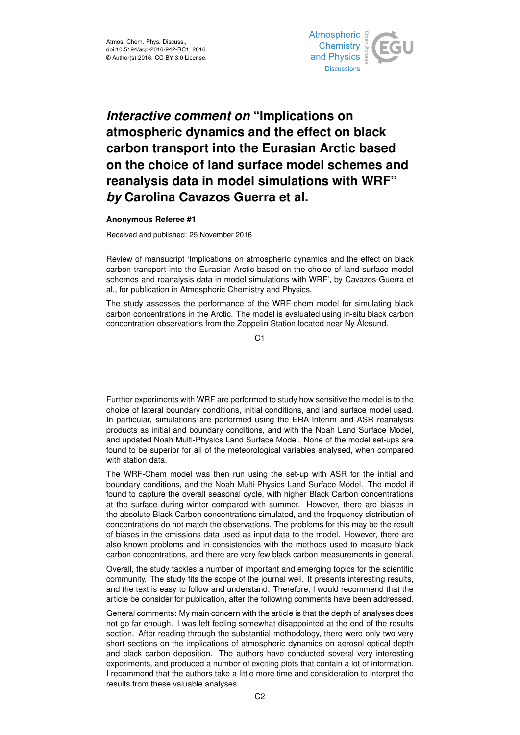# *Interactive comment on* "Implications on atmospheric dynamics and the effect on black carbon transport into the Eurasian Arctic based on the choice of land surface model schemes and reanalysis data in model simulations with WRF" *by* Carolina Cavazos Guerra et al.

**Anonymous Referee #1**

Received and published: 25 November 2016

Review of mansucript 'Implications on atmospheric dynamics and the effect on black carbon transport into the Eurasian Arctic based on the choice of land surface model schemes and reanalysis data in model simulations with WRF', by Cavazos-Guerra et al., for publication in Atmospheric Chemistry and Physics.

The study assesses the performance of the WRF-chem model for simulating black carbon concentrations in the Arctic. The model is evaluated using in-situ black carbon concentration observations from the Zeppelin Station located near Ny Ålesund.

Further experiments with WRF are performed to study how sensitive the model is to the choice of lateral boundary conditions, initial conditions, and land surface model used. In particular, simulations are performed using the ERA-Interim and ASR reanalysis products as initial and boundary conditions, and with the Noah Land Surface Model, and updated Noah Multi-Physics Land Surface Model. None of the model set-ups are found to be superior for all of the meteorological variables analysed, when compared with station data.

The WRF-Chem model was then run using the set-up with ASR for the initial and boundary conditions, and the Noah Multi-Physics Land Surface Model. The model if found to capture the overall seasonal cycle, with higher Black Carbon concentrations at the surface during winter compared with summer. However, there are biases in the absolute Black Carbon concentrations simulated, and the frequency distribution of concentrations do not match the observations. The problems for this may be the result of biases in the emissions data used as input data to the model. However, there are also known problems and in-consistencies with the methods used to measure black carbon concentrations, and there are very few black carbon measurements in general.

Overall, the study tackles a number of important and emerging topics for the scientific community. The study fits the scope of the journal well. It presents interesting results, and the text is easy to follow and understand. Therefore, I would recommend that the article be consider for publication, after the following comments have been addressed.

General comments: My main concern with the article is that the depth of analyses does not go far enough. I was left feeling somewhat disappointed at the end of the results section. After reading through the substantial methodology, there were only two very short sections on the implications of atmospheric dynamics on aerosol optical depth and black carbon deposition. The authors have conducted several very interesting experiments, and produced a number of exciting plots that contain a lot of information. I recommend that the authors take a little more time and consideration to interpret the results from these valuable analyses.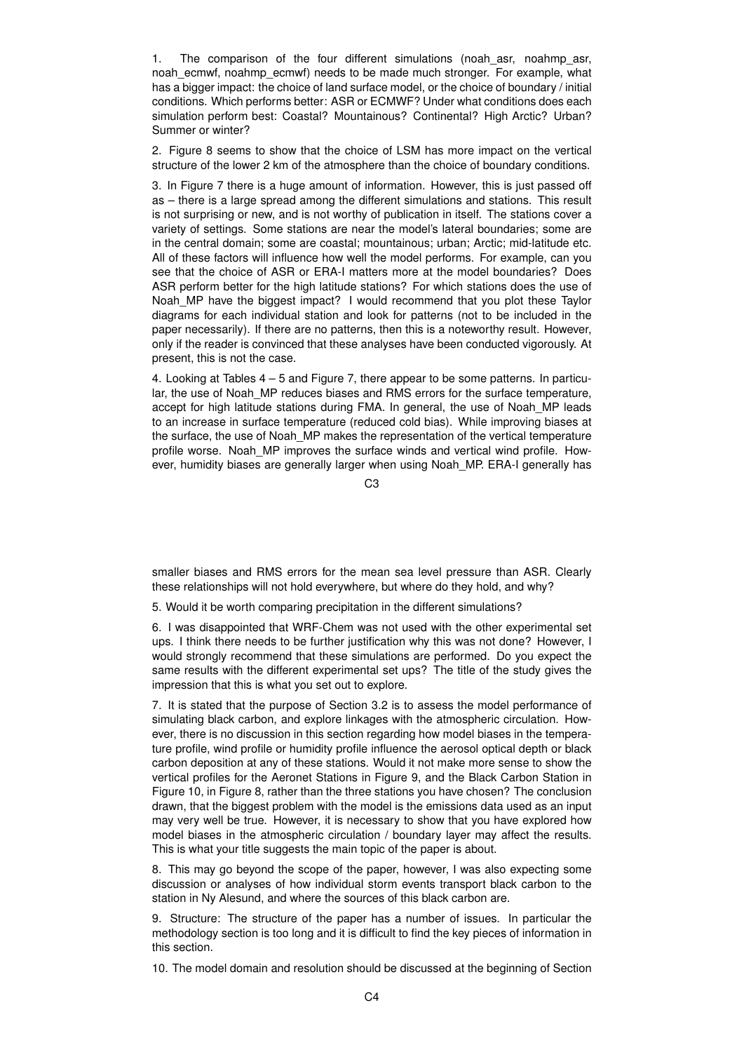1. The comparison of the four different simulations (noah_asr, noahmp_asr, noah_ecmwf, noahmp_ecmwf) needs to be made much stronger. For example, what has a bigger impact: the choice of land surface model, or the choice of boundary / initial conditions. Which performs better: ASR or ECMWF? Under what conditions does each simulation perform best: Coastal? Mountainous? Continental? High Arctic? Urban? Summer or winter?

2. Figure 8 seems to show that the choice of LSM has more impact on the vertical structure of the lower 2 km of the atmosphere than the choice of boundary conditions.

3. In Figure 7 there is a huge amount of information. However, this is just passed off as – there is a large spread among the different simulations and stations. This result is not surprising or new, and is not worthy of publication in itself. The stations cover a variety of settings. Some stations are near the model's lateral boundaries; some are in the central domain; some are coastal; mountainous; urban; Arctic; mid-latitude etc. All of these factors will influence how well the model performs. For example, can you see that the choice of ASR or ERA-I matters more at the model boundaries? Does ASR perform better for the high latitude stations? For which stations does the use of Noah_MP have the biggest impact? I would recommend that you plot these Taylor diagrams for each individual station and look for patterns (not to be included in the paper necessarily). If there are no patterns, then this is a noteworthy result. However, only if the reader is convinced that these analyses have been conducted vigorously. At present, this is not the case.

4. Looking at Tables 4 – 5 and Figure 7, there appear to be some patterns. In particular, the use of Noah_MP reduces biases and RMS errors for the surface temperature, accept for high latitude stations during FMA. In general, the use of Noah_MP leads to an increase in surface temperature (reduced cold bias). While improving biases at the surface, the use of Noah_MP makes the representation of the vertical temperature profile worse. Noah_MP improves the surface winds and vertical wind profile. However, humidity biases are generally larger when using Noah_MP. ERA-I generally has smaller biases and RMS errors for the mean sea level pressure than ASR. Clearly these relationships will not hold everywhere, but where do they hold, and why?

5. Would it be worth comparing precipitation in the different simulations?

6. I was disappointed that WRF-Chem was not used with the other experimental set ups. I think there needs to be further justification why this was not done? However, I would strongly recommend that these simulations are performed. Do you expect the same results with the different experimental set ups? The title of the study gives the impression that this is what you set out to explore.

7. It is stated that the purpose of Section 3.2 is to assess the model performance of simulating black carbon, and explore linkages with the atmospheric circulation. However, there is no discussion in this section regarding how model biases in the temperature profile, wind profile or humidity profile influence the aerosol optical depth or black carbon deposition at any of these stations. Would it not make more sense to show the vertical profiles for the Aeronet Stations in Figure 9, and the Black Carbon Station in Figure 10, in Figure 8, rather than the three stations you have chosen? The conclusion drawn, that the biggest problem with the model is the emissions data used as an input may very well be true. However, it is necessary to show that you have explored how model biases in the atmospheric circulation / boundary layer may affect the results. This is what your title suggests the main topic of the paper is about.

8. This may go beyond the scope of the paper, however, I was also expecting some discussion or analyses of how individual storm events transport black carbon to the station in Ny Alesund, and where the sources of this black carbon are.

9. Structure: The structure of the paper has a number of issues. In particular the methodology section is too long and it is difficult to find the key pieces of information in this section.

10. The model domain and resolution should be discussed at the beginning of Section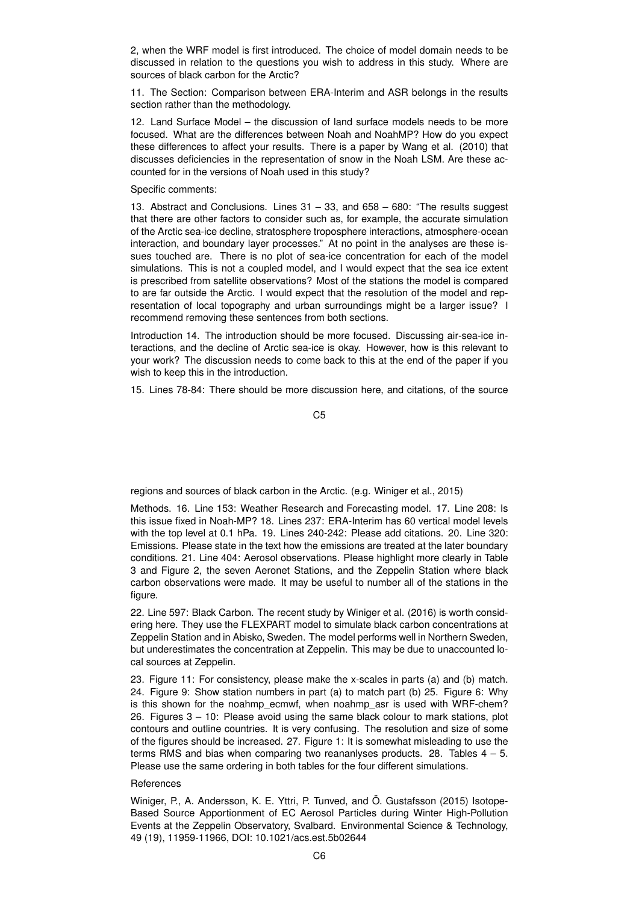2, when the WRF model is first introduced. The choice of model domain needs to be discussed in relation to the questions you wish to address in this study. Where are sources of black carbon for the Arctic?

11. The Section: Comparison between ERA-Interim and ASR belongs in the results section rather than the methodology.

12. Land Surface Model – the discussion of land surface models needs to be more focused. What are the differences between Noah and NoahMP? How do you expect these differences to affect your results. There is a paper by Wang et al. (2010) that discusses deficiencies in the representation of snow in the Noah LSM. Are these accounted for in the versions of Noah used in this study?

Specific comments:

13. Abstract and Conclusions. Lines 31 – 33, and 658 – 680: "The results suggest that there are other factors to consider such as, for example, the accurate simulation of the Arctic sea-ice decline, stratosphere troposphere interactions, atmosphere-ocean interaction, and boundary layer processes." At no point in the analyses are these issues touched are. There is no plot of sea-ice concentration for each of the model simulations. This is not a coupled model, and I would expect that the sea ice extent is prescribed from satellite observations? Most of the stations the model is compared to are far outside the Arctic. I would expect that the resolution of the model and representation of local topography and urban surroundings might be a larger issue? I recommend removing these sentences from both sections.

Introduction 14. The introduction should be more focused. Discussing air-sea-ice interactions, and the decline of Arctic sea-ice is okay. However, how is this relevant to your work? The discussion needs to come back to this at the end of the paper if you wish to keep this in the introduction.

15. Lines 78-84: There should be more discussion here, and citations, of the source regions and sources of black carbon in the Arctic. (e.g. Winiger et al., 2015)

Methods. 16. Line 153: Weather Research and Forecasting model. 17. Line 208: Is this issue fixed in Noah-MP? 18. Lines 237: ERA-Interim has 60 vertical model levels with the top level at 0.1 hPa. 19. Lines 240-242: Please add citations. 20. Line 320: Emissions. Please state in the text how the emissions are treated at the later boundary conditions. 21. Line 404: Aerosol observations. Please highlight more clearly in Table 3 and Figure 2, the seven Aeronet Stations, and the Zeppelin Station where black carbon observations were made. It may be useful to number all of the stations in the figure.

22. Line 597: Black Carbon. The recent study by Winiger et al. (2016) is worth considering here. They use the FLEXPART model to simulate black carbon concentrations at Zeppelin Station and in Abisko, Sweden. The model performs well in Northern Sweden, but underestimates the concentration at Zeppelin. This may be due to unaccounted local sources at Zeppelin.

23. Figure 11: For consistency, please make the x-scales in parts (a) and (b) match. 24. Figure 9: Show station numbers in part (a) to match part (b) 25. Figure 6: Why is this shown for the noahmp_ecmwf, when noahmp_asr is used with WRF-chem? 26. Figures 3 – 10: Please avoid using the same black colour to mark stations, plot contours and outline countries. It is very confusing. The resolution and size of some of the figures should be increased. 27. Figure 1: It is somewhat misleading to use the terms RMS and bias when comparing two reananlyses products. 28. Tables 4 – 5. Please use the same ordering in both tables for the four different simulations.

References

Winiger, P., A. Andersson, K. E. Yttri, P. Tunved, and Ö. Gustafsson (2015) Isotope-Based Source Apportionment of EC Aerosol Particles during Winter High-Pollution Events at the Zeppelin Observatory, Svalbard. Environmental Science & Technology, 49 (19), 11959-11966, DOI: 10.1021/acs.est.5b02644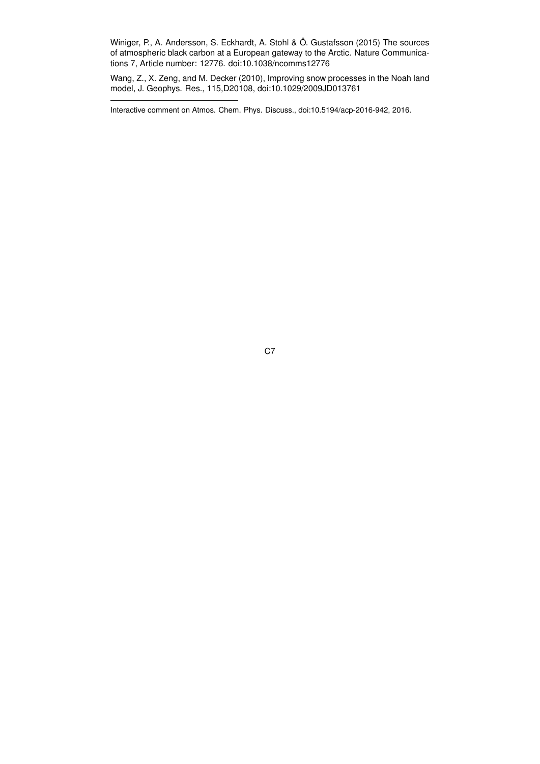Winiger, P., A. Andersson, S. Eckhardt, A. Stohl & Ö. Gustafsson (2015) The sources of atmospheric black carbon at a European gateway to the Arctic. Nature Communications 7, Article number: 12776. doi:10.1038/ncomms12776

Wang, Z., X. Zeng, and M. Decker (2010), Improving snow processes in the Noah land model, J. Geophys. Res., 115,D20108, doi:10.1029/2009JD013761

---

Interactive comment on Atmos. Chem. Phys. Discuss., doi:10.5194/acp-2016-942, 2016.